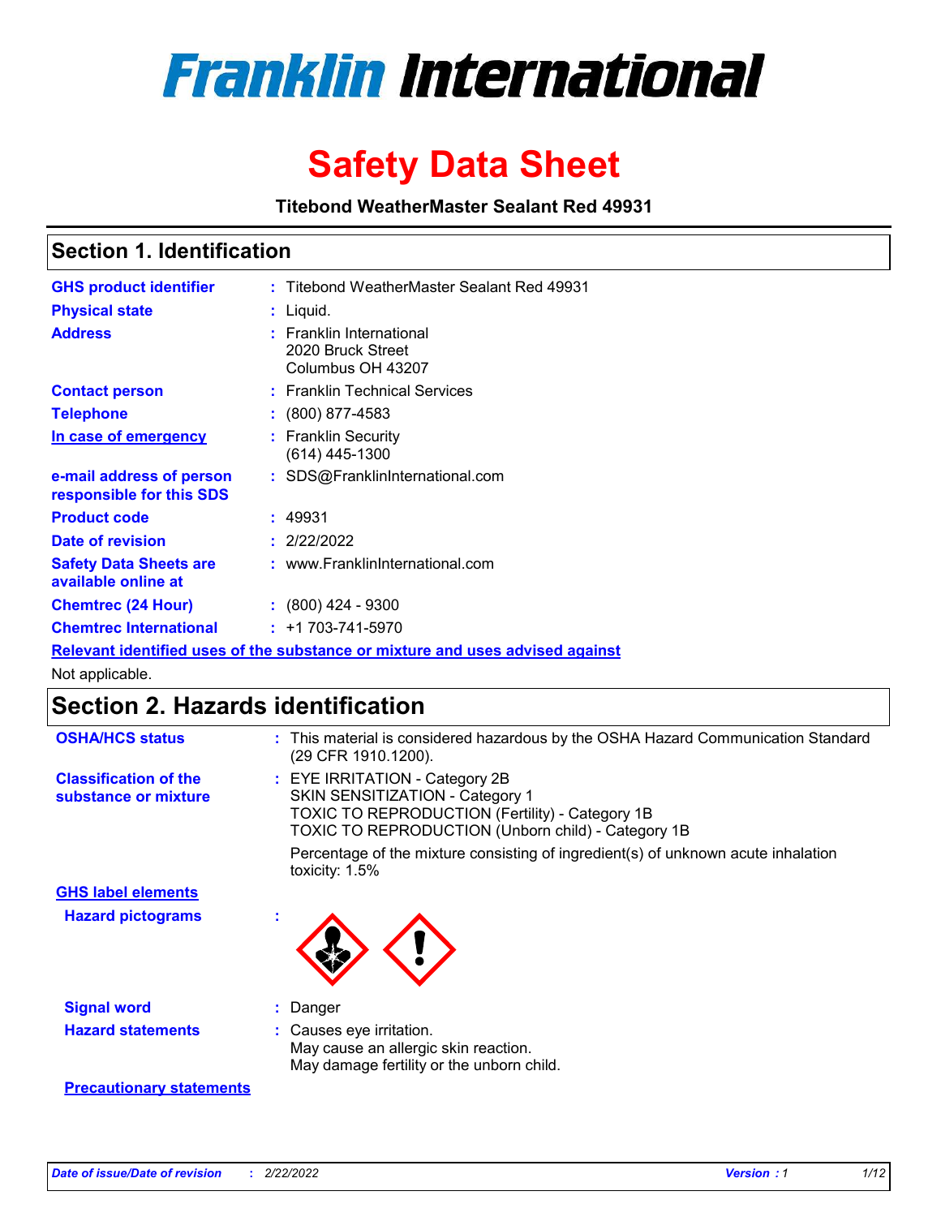# Franklin International

# Safety Data Sheet

**Titebond WeatherMaster Sealant Red 49931**

## Section 1. Identification

**GHS product identifier** : Titebond WeatherMaster Sealant Red 49931

**Physical state** : Liquid.

**Address** : Franklin International
2020 Bruck Street
Columbus OH 43207

**Contact person** : Franklin Technical Services

**Telephone** : (800) 877-4583

**In case of emergency** : Franklin Security
(614) 445-1300

**e-mail address of person responsible for this SDS** : SDS@FranklinInternational.com

**Product code** : 49931

**Date of revision** : 2/22/2022

**Safety Data Sheets are available online at** : www.FranklinInternational.com

**Chemtrec (24 Hour)** : (800) 424 - 9300

**Chemtrec International** : +1 703-741-5970

**Relevant identified uses of the substance or mixture and uses advised against**

Not applicable.

## Section 2. Hazards identification

**OSHA/HCS status** : This material is considered hazardous by the OSHA Hazard Communication Standard (29 CFR 1910.1200).

**Classification of the substance or mixture** : EYE IRRITATION - Category 2B
SKIN SENSITIZATION - Category 1
TOXIC TO REPRODUCTION (Fertility) - Category 1B
TOXIC TO REPRODUCTION (Unborn child) - Category 1B

Percentage of the mixture consisting of ingredient(s) of unknown acute inhalation toxicity: 1.5%

**GHS label elements**

**Hazard pictograms** :

**Signal word** : Danger

**Hazard statements** : Causes eye irritation.
May cause an allergic skin reaction.
May damage fertility or the unborn child.

**Precautionary statements**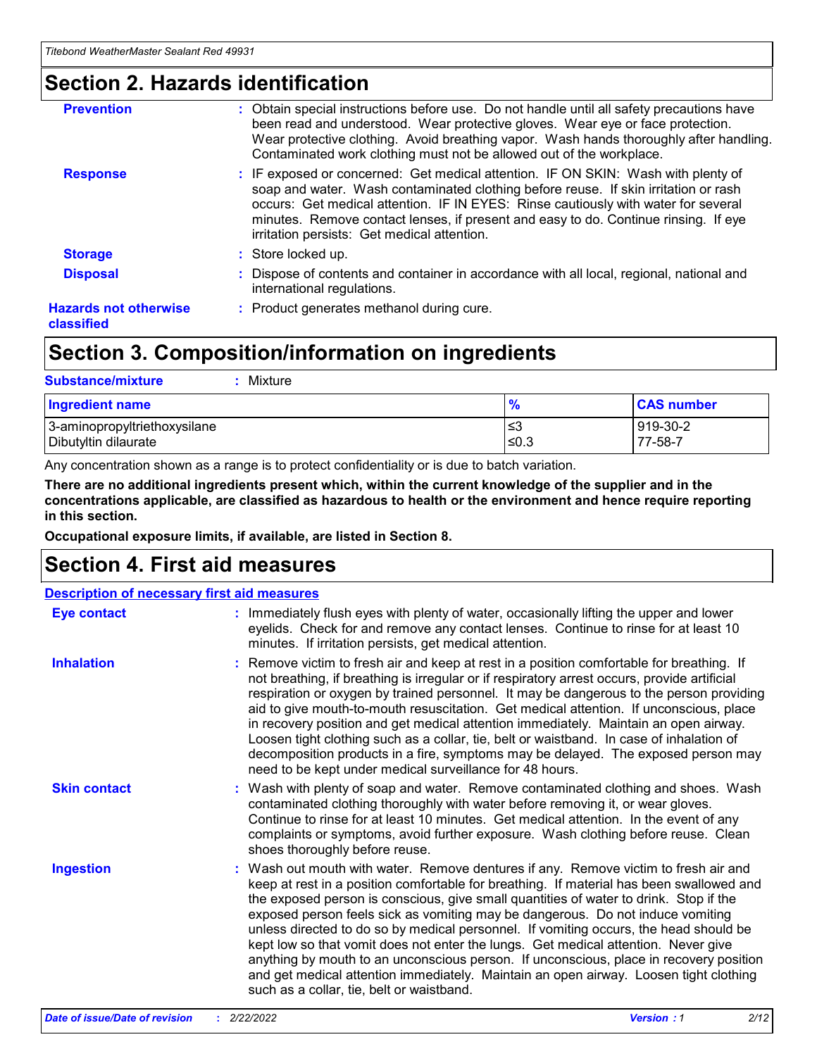## Section 2. Hazards identification

| | |
|---|---|
| **Prevention** | : Obtain special instructions before use. Do not handle until all safety precautions have been read and understood. Wear protective gloves. Wear eye or face protection. Wear protective clothing. Avoid breathing vapor. Wash hands thoroughly after handling. Contaminated work clothing must not be allowed out of the workplace. |
| **Response** | : IF exposed or concerned: Get medical attention. IF ON SKIN: Wash with plenty of soap and water. Wash contaminated clothing before reuse. If skin irritation or rash occurs: Get medical attention. IF IN EYES: Rinse cautiously with water for several minutes. Remove contact lenses, if present and easy to do. Continue rinsing. If eye irritation persists: Get medical attention. |
| **Storage** | : Store locked up. |
| **Disposal** | : Dispose of contents and container in accordance with all local, regional, national and international regulations. |
| **Hazards not otherwise classified** | : Product generates methanol during cure. |

## Section 3. Composition/information on ingredients

**Substance/mixture** : Mixture

| Ingredient name | % | CAS number |
|---|---|---|
| 3-aminopropyltriethoxysilane | ≤3 | 919-30-2 |
| Dibutyltin dilaurate | ≤0.3 | 77-58-7 |

Any concentration shown as a range is to protect confidentiality or is due to batch variation.

**There are no additional ingredients present which, within the current knowledge of the supplier and in the concentrations applicable, are classified as hazardous to health or the environment and hence require reporting in this section.**

**Occupational exposure limits, if available, are listed in Section 8.**

## Section 4. First aid measures

**Description of necessary first aid measures**

| | |
|---|---|
| **Eye contact** | : Immediately flush eyes with plenty of water, occasionally lifting the upper and lower eyelids. Check for and remove any contact lenses. Continue to rinse for at least 10 minutes. If irritation persists, get medical attention. |
| **Inhalation** | : Remove victim to fresh air and keep at rest in a position comfortable for breathing. If not breathing, if breathing is irregular or if respiratory arrest occurs, provide artificial respiration or oxygen by trained personnel. It may be dangerous to the person providing aid to give mouth-to-mouth resuscitation. Get medical attention. If unconscious, place in recovery position and get medical attention immediately. Maintain an open airway. Loosen tight clothing such as a collar, tie, belt or waistband. In case of inhalation of decomposition products in a fire, symptoms may be delayed. The exposed person may need to be kept under medical surveillance for 48 hours. |
| **Skin contact** | : Wash with plenty of soap and water. Remove contaminated clothing and shoes. Wash contaminated clothing thoroughly with water before removing it, or wear gloves. Continue to rinse for at least 10 minutes. Get medical attention. In the event of any complaints or symptoms, avoid further exposure. Wash clothing before reuse. Clean shoes thoroughly before reuse. |
| **Ingestion** | : Wash out mouth with water. Remove dentures if any. Remove victim to fresh air and keep at rest in a position comfortable for breathing. If material has been swallowed and the exposed person is conscious, give small quantities of water to drink. Stop if the exposed person feels sick as vomiting may be dangerous. Do not induce vomiting unless directed to do so by medical personnel. If vomiting occurs, the head should be kept low so that vomit does not enter the lungs. Get medical attention. Never give anything by mouth to an unconscious person. If unconscious, place in recovery position and get medical attention immediately. Maintain an open airway. Loosen tight clothing such as a collar, tie, belt or waistband. |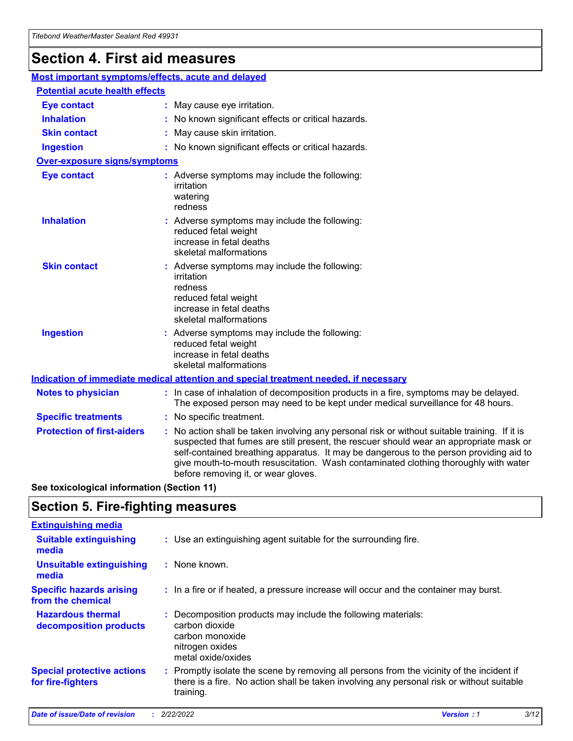# Section 4. First aid measures

### Most important symptoms/effects, acute and delayed

#### Potential acute health effects

| | |
|---|---|
| **Eye contact** | : May cause eye irritation. |
| **Inhalation** | : No known significant effects or critical hazards. |
| **Skin contact** | : May cause skin irritation. |
| **Ingestion** | : No known significant effects or critical hazards. |

#### Over-exposure signs/symptoms

| | |
|---|---|
| **Eye contact** | : Adverse symptoms may include the following: irritation watering redness |
| **Inhalation** | : Adverse symptoms may include the following: reduced fetal weight increase in fetal deaths skeletal malformations |
| **Skin contact** | : Adverse symptoms may include the following: irritation redness reduced fetal weight increase in fetal deaths skeletal malformations |
| **Ingestion** | : Adverse symptoms may include the following: reduced fetal weight increase in fetal deaths skeletal malformations |

### Indication of immediate medical attention and special treatment needed, if necessary

| | |
|---|---|
| **Notes to physician** | : In case of inhalation of decomposition products in a fire, symptoms may be delayed. The exposed person may need to be kept under medical surveillance for 48 hours. |
| **Specific treatments** | : No specific treatment. |
| **Protection of first-aiders** | : No action shall be taken involving any personal risk or without suitable training. If it is suspected that fumes are still present, the rescuer should wear an appropriate mask or self-contained breathing apparatus. It may be dangerous to the person providing aid to give mouth-to-mouth resuscitation. Wash contaminated clothing thoroughly with water before removing it, or wear gloves. |

**See toxicological information (Section 11)**

# Section 5. Fire-fighting measures

### Extinguishing media

| | |
|---|---|
| **Suitable extinguishing media** | : Use an extinguishing agent suitable for the surrounding fire. |
| **Unsuitable extinguishing media** | : None known. |
| **Specific hazards arising from the chemical** | : In a fire or if heated, a pressure increase will occur and the container may burst. |
| **Hazardous thermal decomposition products** | : Decomposition products may include the following materials: carbon dioxide carbon monoxide nitrogen oxides metal oxide/oxides |
| **Special protective actions for fire-fighters** | : Promptly isolate the scene by removing all persons from the vicinity of the incident if there is a fire. No action shall be taken involving any personal risk or without suitable training. |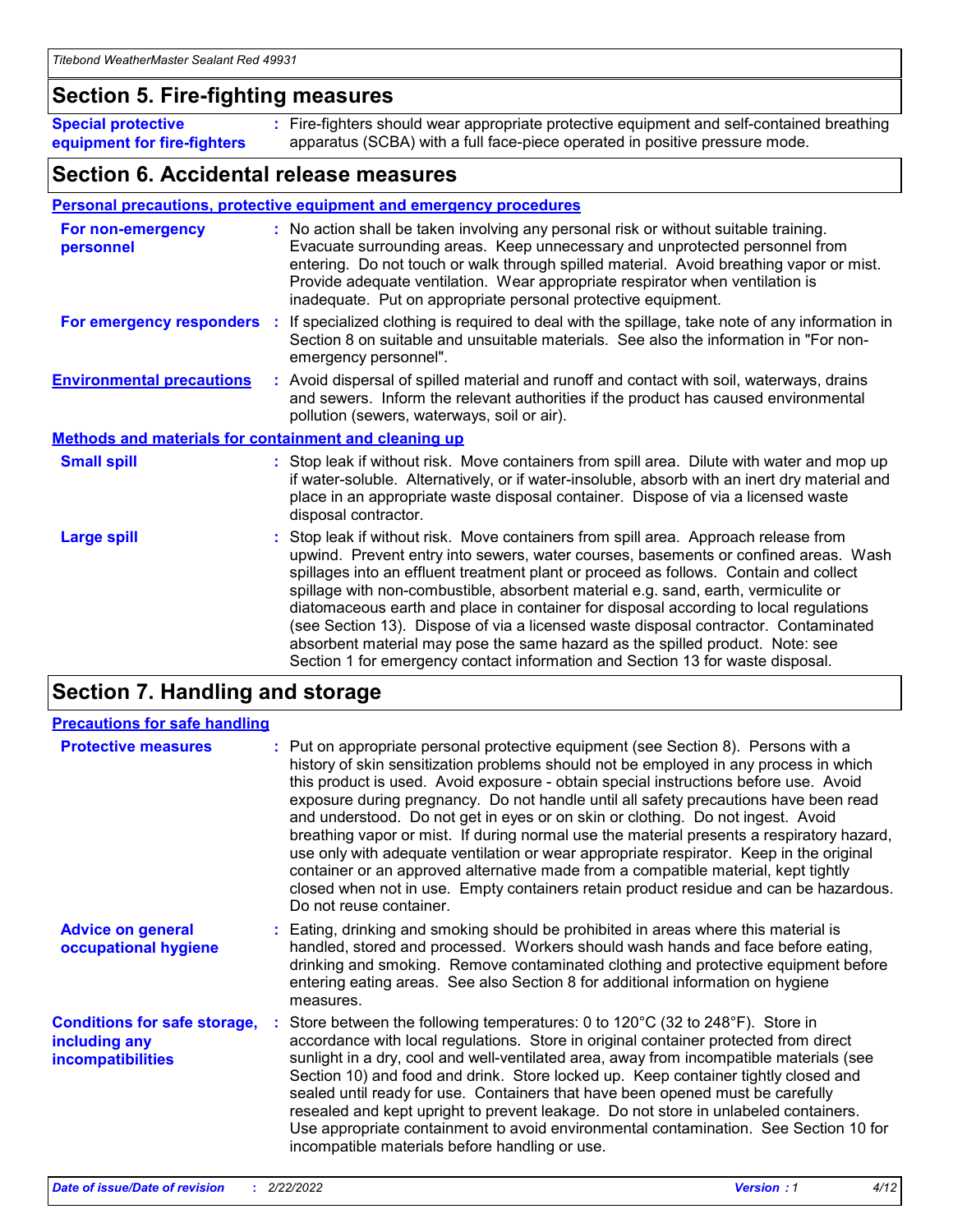## Section 5. Fire-fighting measures

**Special protective equipment for fire-fighters** : Fire-fighters should wear appropriate protective equipment and self-contained breathing apparatus (SCBA) with a full face-piece operated in positive pressure mode.

## Section 6. Accidental release measures

### Personal precautions, protective equipment and emergency procedures

**For non-emergency personnel** : No action shall be taken involving any personal risk or without suitable training. Evacuate surrounding areas. Keep unnecessary and unprotected personnel from entering. Do not touch or walk through spilled material. Avoid breathing vapor or mist. Provide adequate ventilation. Wear appropriate respirator when ventilation is inadequate. Put on appropriate personal protective equipment.

**For emergency responders** : If specialized clothing is required to deal with the spillage, take note of any information in Section 8 on suitable and unsuitable materials. See also the information in "For non-emergency personnel".

**Environmental precautions** : Avoid dispersal of spilled material and runoff and contact with soil, waterways, drains and sewers. Inform the relevant authorities if the product has caused environmental pollution (sewers, waterways, soil or air).

### Methods and materials for containment and cleaning up

**Small spill** : Stop leak if without risk. Move containers from spill area. Dilute with water and mop up if water-soluble. Alternatively, or if water-insoluble, absorb with an inert dry material and place in an appropriate waste disposal container. Dispose of via a licensed waste disposal contractor.

**Large spill** : Stop leak if without risk. Move containers from spill area. Approach release from upwind. Prevent entry into sewers, water courses, basements or confined areas. Wash spillages into an effluent treatment plant or proceed as follows. Contain and collect spillage with non-combustible, absorbent material e.g. sand, earth, vermiculite or diatomaceous earth and place in container for disposal according to local regulations (see Section 13). Dispose of via a licensed waste disposal contractor. Contaminated absorbent material may pose the same hazard as the spilled product. Note: see Section 1 for emergency contact information and Section 13 for waste disposal.

## Section 7. Handling and storage

### Precautions for safe handling

**Protective measures** : Put on appropriate personal protective equipment (see Section 8). Persons with a history of skin sensitization problems should not be employed in any process in which this product is used. Avoid exposure - obtain special instructions before use. Avoid exposure during pregnancy. Do not handle until all safety precautions have been read and understood. Do not get in eyes or on skin or clothing. Do not ingest. Avoid breathing vapor or mist. If during normal use the material presents a respiratory hazard, use only with adequate ventilation or wear appropriate respirator. Keep in the original container or an approved alternative made from a compatible material, kept tightly closed when not in use. Empty containers retain product residue and can be hazardous. Do not reuse container.

**Advice on general occupational hygiene** : Eating, drinking and smoking should be prohibited in areas where this material is handled, stored and processed. Workers should wash hands and face before eating, drinking and smoking. Remove contaminated clothing and protective equipment before entering eating areas. See also Section 8 for additional information on hygiene measures.

**Conditions for safe storage, including any incompatibilities** : Store between the following temperatures: 0 to 120°C (32 to 248°F). Store in accordance with local regulations. Store in original container protected from direct sunlight in a dry, cool and well-ventilated area, away from incompatible materials (see Section 10) and food and drink. Store locked up. Keep container tightly closed and sealed until ready for use. Containers that have been opened must be carefully resealed and kept upright to prevent leakage. Do not store in unlabeled containers. Use appropriate containment to avoid environmental contamination. See Section 10 for incompatible materials before handling or use.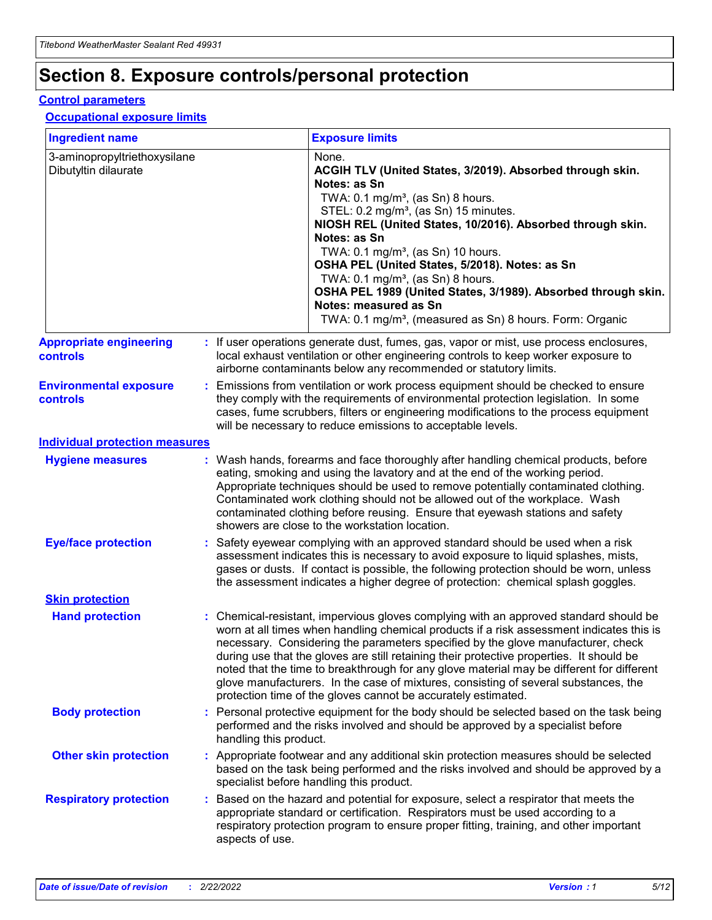# Section 8. Exposure controls/personal protection

## Control parameters

### Occupational exposure limits

| Ingredient name | Exposure limits |
| --- | --- |
| 3-aminopropyltriethoxysilane<br>Dibutyltin dilaurate | None.<br>**ACGIH TLV (United States, 3/2019). Absorbed through skin. Notes: as Sn**<br>TWA: 0.1 mg/m³, (as Sn) 8 hours.<br>STEL: 0.2 mg/m³, (as Sn) 15 minutes.<br>**NIOSH REL (United States, 10/2016). Absorbed through skin. Notes: as Sn**<br>TWA: 0.1 mg/m³, (as Sn) 10 hours.<br>**OSHA PEL (United States, 5/2018). Notes: as Sn**<br>TWA: 0.1 mg/m³, (as Sn) 8 hours.<br>**OSHA PEL 1989 (United States, 3/1989). Absorbed through skin. Notes: measured as Sn**<br>TWA: 0.1 mg/m³, (measured as Sn) 8 hours. Form: Organic |

**Appropriate engineering controls** : If user operations generate dust, fumes, gas, vapor or mist, use process enclosures, local exhaust ventilation or other engineering controls to keep worker exposure to airborne contaminants below any recommended or statutory limits.

**Environmental exposure controls** : Emissions from ventilation or work process equipment should be checked to ensure they comply with the requirements of environmental protection legislation. In some cases, fume scrubbers, filters or engineering modifications to the process equipment will be necessary to reduce emissions to acceptable levels.

## Individual protection measures

**Hygiene measures** : Wash hands, forearms and face thoroughly after handling chemical products, before eating, smoking and using the lavatory and at the end of the working period. Appropriate techniques should be used to remove potentially contaminated clothing. Contaminated work clothing should not be allowed out of the workplace. Wash contaminated clothing before reusing. Ensure that eyewash stations and safety showers are close to the workstation location.

**Eye/face protection** : Safety eyewear complying with an approved standard should be used when a risk assessment indicates this is necessary to avoid exposure to liquid splashes, mists, gases or dusts. If contact is possible, the following protection should be worn, unless the assessment indicates a higher degree of protection: chemical splash goggles.

### Skin protection

**Hand protection** : Chemical-resistant, impervious gloves complying with an approved standard should be worn at all times when handling chemical products if a risk assessment indicates this is necessary. Considering the parameters specified by the glove manufacturer, check during use that the gloves are still retaining their protective properties. It should be noted that the time to breakthrough for any glove material may be different for different glove manufacturers. In the case of mixtures, consisting of several substances, the protection time of the gloves cannot be accurately estimated.

**Body protection** : Personal protective equipment for the body should be selected based on the task being performed and the risks involved and should be approved by a specialist before handling this product.

**Other skin protection** : Appropriate footwear and any additional skin protection measures should be selected based on the task being performed and the risks involved and should be approved by a specialist before handling this product.

**Respiratory protection** : Based on the hazard and potential for exposure, select a respirator that meets the appropriate standard or certification. Respirators must be used according to a respiratory protection program to ensure proper fitting, training, and other important aspects of use.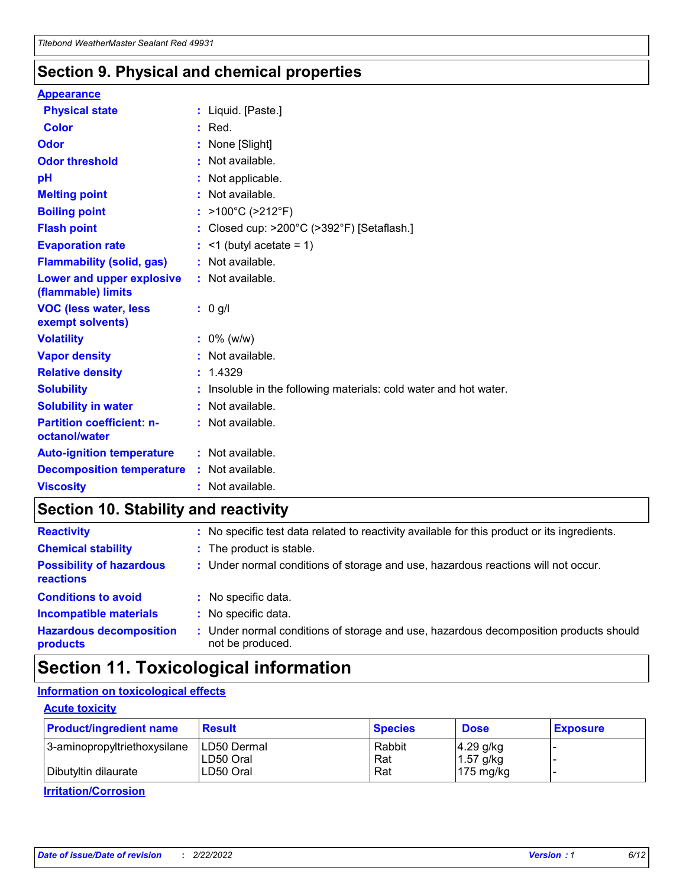## Section 9. Physical and chemical properties

**Appearance**

| | |
|---|---|
| **Physical state** | : Liquid. [Paste.] |
| **Color** | : Red. |
| **Odor** | : None [Slight] |
| **Odor threshold** | : Not available. |
| **pH** | : Not applicable. |
| **Melting point** | : Not available. |
| **Boiling point** | : >100°C (>212°F) |
| **Flash point** | : Closed cup: >200°C (>392°F) [Setaflash.] |
| **Evaporation rate** | : <1 (butyl acetate = 1) |
| **Flammability (solid, gas)** | : Not available. |
| **Lower and upper explosive (flammable) limits** | : Not available. |
| **VOC (less water, less exempt solvents)** | : 0 g/l |
| **Volatility** | : 0% (w/w) |
| **Vapor density** | : Not available. |
| **Relative density** | : 1.4329 |
| **Solubility** | : Insoluble in the following materials: cold water and hot water. |
| **Solubility in water** | : Not available. |
| **Partition coefficient: n-octanol/water** | : Not available. |
| **Auto-ignition temperature** | : Not available. |
| **Decomposition temperature** | : Not available. |
| **Viscosity** | : Not available. |

## Section 10. Stability and reactivity

| | |
|---|---|
| **Reactivity** | : No specific test data related to reactivity available for this product or its ingredients. |
| **Chemical stability** | : The product is stable. |
| **Possibility of hazardous reactions** | : Under normal conditions of storage and use, hazardous reactions will not occur. |
| **Conditions to avoid** | : No specific data. |
| **Incompatible materials** | : No specific data. |
| **Hazardous decomposition products** | : Under normal conditions of storage and use, hazardous decomposition products should not be produced. |

## Section 11. Toxicological information

**Information on toxicological effects**

**Acute toxicity**

| Product/ingredient name | Result | Species | Dose | Exposure |
|---|---|---|---|---|
| 3-aminopropyltriethoxysilane | LD50 Dermal | Rabbit | 4.29 g/kg | - |
| | LD50 Oral | Rat | 1.57 g/kg | - |
| Dibutyltin dilaurate | LD50 Oral | Rat | 175 mg/kg | - |

**Irritation/Corrosion**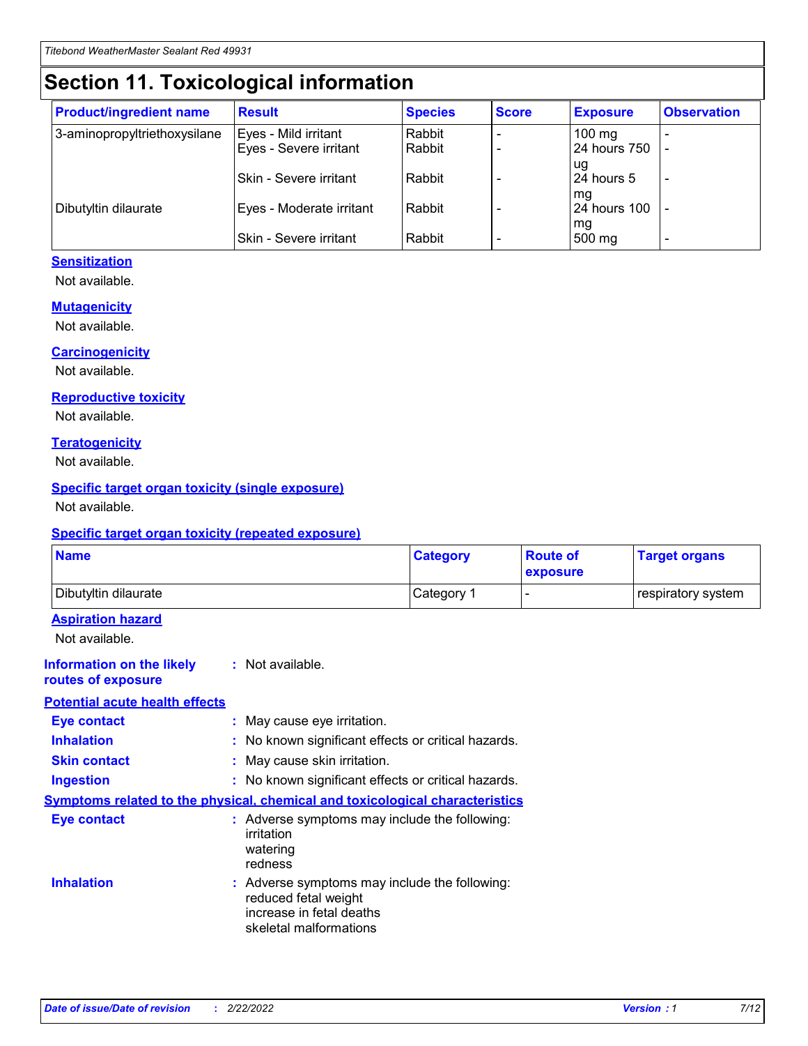# Section 11. Toxicological information

| Product/ingredient name | Result | Species | Score | Exposure | Observation |
|---|---|---|---|---|---|
| 3-aminopropyltriethoxysilane | Eyes - Mild irritant | Rabbit | - | 100 mg | - |
| | Eyes - Severe irritant | Rabbit | - | 24 hours 750 ug | - |
| | Skin - Severe irritant | Rabbit | - | 24 hours 5 mg | - |
| Dibutyltin dilaurate | Eyes - Moderate irritant | Rabbit | - | 24 hours 100 mg | - |
| | Skin - Severe irritant | Rabbit | - | 500 mg | - |

### Sensitization

Not available.

### Mutagenicity

Not available.

### Carcinogenicity

Not available.

### Reproductive toxicity

Not available.

### Teratogenicity

Not available.

### Specific target organ toxicity (single exposure)

Not available.

### Specific target organ toxicity (repeated exposure)

| Name | Category | Route of exposure | Target organs |
|---|---|---|---|
| Dibutyltin dilaurate | Category 1 | - | respiratory system |

### Aspiration hazard

Not available.

**Information on the likely routes of exposure** : Not available.

### Potential acute health effects

**Eye contact** : May cause eye irritation.

**Inhalation** : No known significant effects or critical hazards.

**Skin contact** : May cause skin irritation.

**Ingestion** : No known significant effects or critical hazards.

### Symptoms related to the physical, chemical and toxicological characteristics

**Eye contact** : Adverse symptoms may include the following:
irritation
watering
redness

**Inhalation** : Adverse symptoms may include the following:
reduced fetal weight
increase in fetal deaths
skeletal malformations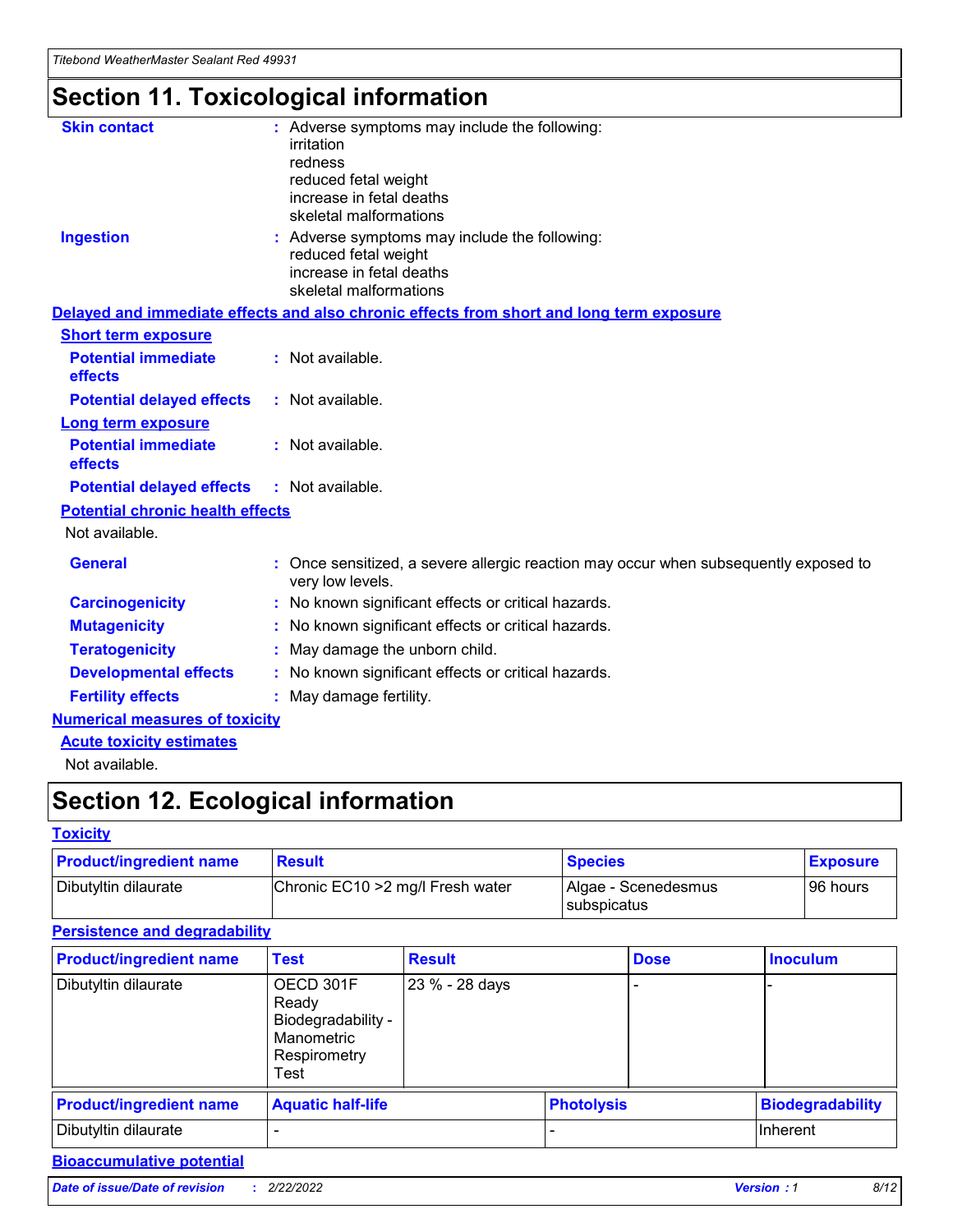# Section 11. Toxicological information

**Skin contact** : Adverse symptoms may include the following:
irritation
redness
reduced fetal weight
increase in fetal deaths
skeletal malformations

**Ingestion** : Adverse symptoms may include the following:
reduced fetal weight
increase in fetal deaths
skeletal malformations

**Delayed and immediate effects and also chronic effects from short and long term exposure**

**Short term exposure**

**Potential immediate effects** : Not available.

**Potential delayed effects** : Not available.

**Long term exposure**

**Potential immediate effects** : Not available.

**Potential delayed effects** : Not available.

**Potential chronic health effects**

Not available.

**General** : Once sensitized, a severe allergic reaction may occur when subsequently exposed to very low levels.

**Carcinogenicity** : No known significant effects or critical hazards.

**Mutagenicity** : No known significant effects or critical hazards.

**Teratogenicity** : May damage the unborn child.

**Developmental effects** : No known significant effects or critical hazards.

**Fertility effects** : May damage fertility.

**Numerical measures of toxicity**

**Acute toxicity estimates**

Not available.

# Section 12. Ecological information

**Toxicity**

| Product/ingredient name | Result | Species | Exposure |
| --- | --- | --- | --- |
| Dibutyltin dilaurate | Chronic EC10 >2 mg/l Fresh water | Algae - Scenedesmus subspicatus | 96 hours |

**Persistence and degradability**

| Product/ingredient name | Test | Result | Dose | Inoculum |
| --- | --- | --- | --- | --- |
| Dibutyltin dilaurate | OECD 301F Ready Biodegradability - Manometric Respirometry Test | 23 % - 28 days | - | - |

| Product/ingredient name | Aquatic half-life | Photolysis | Biodegradability |
| --- | --- | --- | --- |
| Dibutyltin dilaurate | - | - | Inherent |

**Bioaccumulative potential**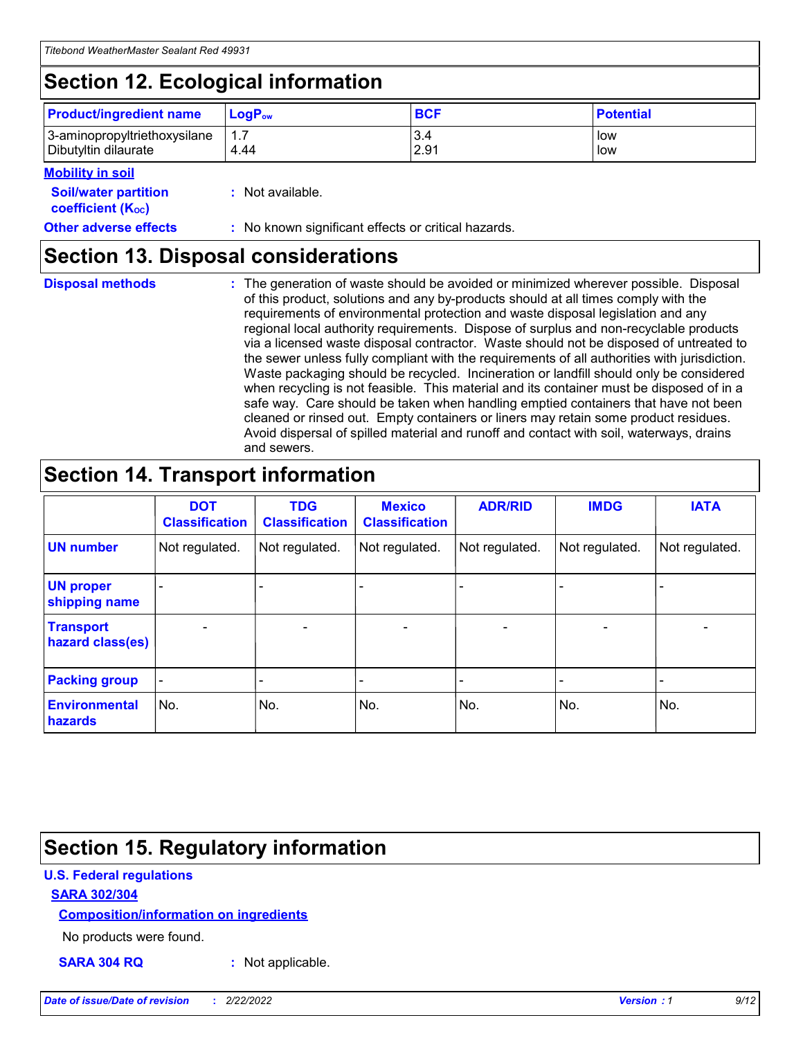## Section 12. Ecological information

| Product/ingredient name | $LogP_{ow}$ | BCF | Potential |
|---|---|---|---|
| 3-aminopropyltriethoxysilane | 1.7 | 3.4 | low |
| Dibutyltin dilaurate | 4.44 | 2.91 | low |

**Mobility in soil**

**Soil/water partition coefficient ($K_{OC}$)** : Not available.

**Other adverse effects** : No known significant effects or critical hazards.

## Section 13. Disposal considerations

**Disposal methods** : The generation of waste should be avoided or minimized wherever possible. Disposal of this product, solutions and any by-products should at all times comply with the requirements of environmental protection and waste disposal legislation and any regional local authority requirements. Dispose of surplus and non-recyclable products via a licensed waste disposal contractor. Waste should not be disposed of untreated to the sewer unless fully compliant with the requirements of all authorities with jurisdiction. Waste packaging should be recycled. Incineration or landfill should only be considered when recycling is not feasible. This material and its container must be disposed of in a safe way. Care should be taken when handling emptied containers that have not been cleaned or rinsed out. Empty containers or liners may retain some product residues. Avoid dispersal of spilled material and runoff and contact with soil, waterways, drains and sewers.

## Section 14. Transport information

| | DOT Classification | TDG Classification | Mexico Classification | ADR/RID | IMDG | IATA |
|---|---|---|---|---|---|---|
| UN number | Not regulated. | Not regulated. | Not regulated. | Not regulated. | Not regulated. | Not regulated. |
| UN proper shipping name | - | - | - | - | - | - |
| Transport hazard class(es) | - | - | - | - | - | - |
| Packing group | - | - | - | - | - | - |
| Environmental hazards | No. | No. | No. | No. | No. | No. |

## Section 15. Regulatory information

**U.S. Federal regulations**

**SARA 302/304**

**Composition/information on ingredients**

No products were found.

**SARA 304 RQ** : Not applicable.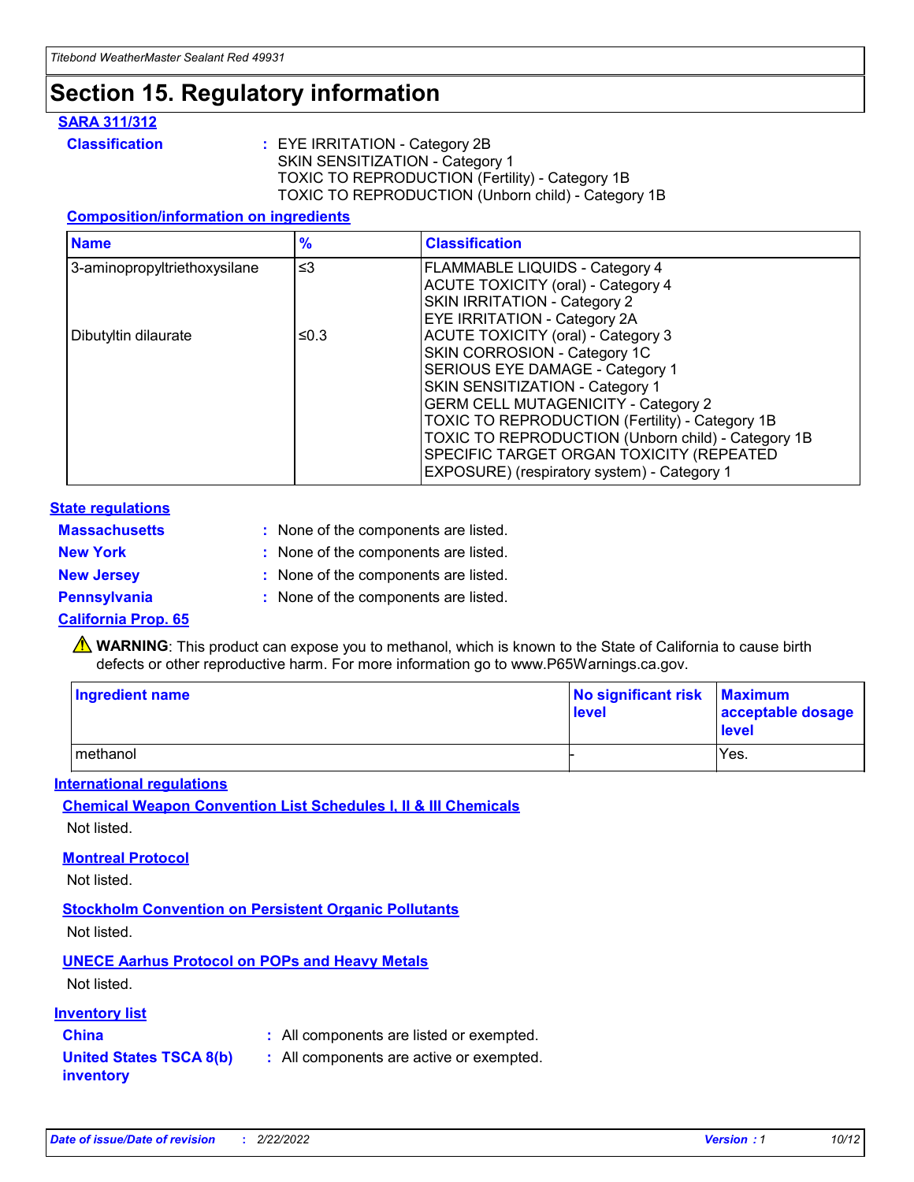# Section 15. Regulatory information

## SARA 311/312

**Classification** : EYE IRRITATION - Category 2B
SKIN SENSITIZATION - Category 1
TOXIC TO REPRODUCTION (Fertility) - Category 1B
TOXIC TO REPRODUCTION (Unborn child) - Category 1B

### Composition/information on ingredients

| Name | % | Classification |
| --- | --- | --- |
| 3-aminopropyltriethoxysilane | ≤3 | FLAMMABLE LIQUIDS - Category 4<br>ACUTE TOXICITY (oral) - Category 4<br>SKIN IRRITATION - Category 2<br>EYE IRRITATION - Category 2A |
| Dibutyltin dilaurate | ≤0.3 | ACUTE TOXICITY (oral) - Category 3<br>SKIN CORROSION - Category 1C<br>SERIOUS EYE DAMAGE - Category 1<br>SKIN SENSITIZATION - Category 1<br>GERM CELL MUTAGENICITY - Category 2<br>TOXIC TO REPRODUCTION (Fertility) - Category 1B<br>TOXIC TO REPRODUCTION (Unborn child) - Category 1B<br>SPECIFIC TARGET ORGAN TOXICITY (REPEATED EXPOSURE) (respiratory system) - Category 1 |

## State regulations

**Massachusetts** : None of the components are listed.

**New York** : None of the components are listed.

**New Jersey** : None of the components are listed.

**Pennsylvania** : None of the components are listed.

## California Prop. 65

⚠ **WARNING**: This product can expose you to methanol, which is known to the State of California to cause birth defects or other reproductive harm. For more information go to www.P65Warnings.ca.gov.

| Ingredient name | No significant risk level | Maximum acceptable dosage level |
| --- | --- | --- |
| methanol | - | Yes. |

## International regulations

### Chemical Weapon Convention List Schedules I, II & III Chemicals

Not listed.

### Montreal Protocol

Not listed.

### Stockholm Convention on Persistent Organic Pollutants

Not listed.

### UNECE Aarhus Protocol on POPs and Heavy Metals

Not listed.

## Inventory list

**China** : All components are listed or exempted.

**United States TSCA 8(b) inventory** : All components are active or exempted.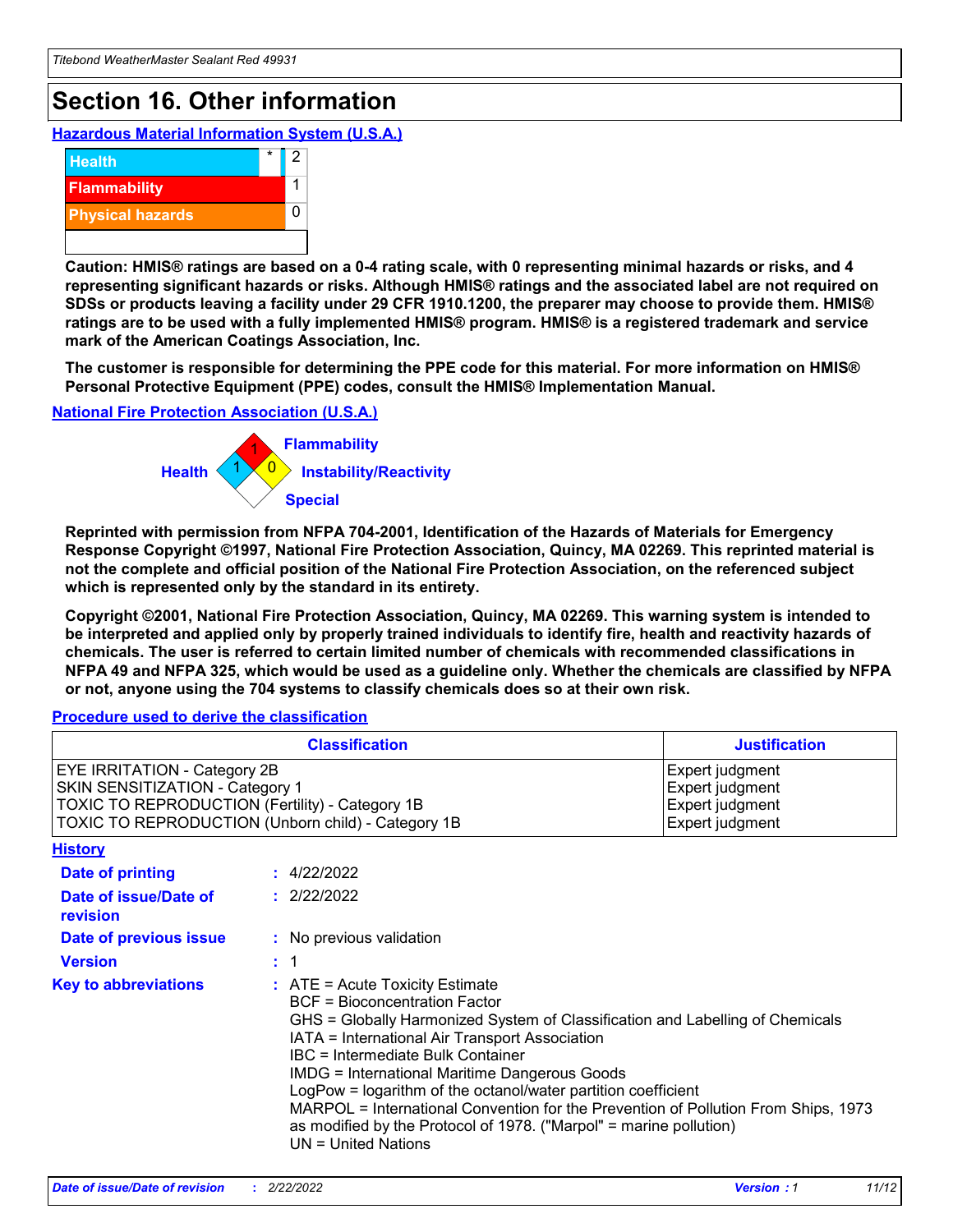## Section 16. Other information

### Hazardous Material Information System (U.S.A.)

| | | |
|---|---|---|
| Health | * | 2 |
| Flammability | | 1 |
| Physical hazards | | 0 |

**Caution: HMIS® ratings are based on a 0-4 rating scale, with 0 representing minimal hazards or risks, and 4 representing significant hazards or risks. Although HMIS® ratings and the associated label are not required on SDSs or products leaving a facility under 29 CFR 1910.1200, the preparer may choose to provide them. HMIS® ratings are to be used with a fully implemented HMIS® program. HMIS® is a registered trademark and service mark of the American Coatings Association, Inc.**

**The customer is responsible for determining the PPE code for this material. For more information on HMIS® Personal Protective Equipment (PPE) codes, consult the HMIS® Implementation Manual.**

### National Fire Protection Association (U.S.A.)

Health: 1
Flammability: 1
Instability/Reactivity: 0
Special:

**Reprinted with permission from NFPA 704-2001, Identification of the Hazards of Materials for Emergency Response Copyright ©1997, National Fire Protection Association, Quincy, MA 02269. This reprinted material is not the complete and official position of the National Fire Protection Association, on the referenced subject which is represented only by the standard in its entirety.**

**Copyright ©2001, National Fire Protection Association, Quincy, MA 02269. This warning system is intended to be interpreted and applied only by properly trained individuals to identify fire, health and reactivity hazards of chemicals. The user is referred to certain limited number of chemicals with recommended classifications in NFPA 49 and NFPA 325, which would be used as a guideline only. Whether the chemicals are classified by NFPA or not, anyone using the 704 systems to classify chemicals does so at their own risk.**

### Procedure used to derive the classification

| Classification | Justification |
|---|---|
| EYE IRRITATION - Category 2B | Expert judgment |
| SKIN SENSITIZATION - Category 1 | Expert judgment |
| TOXIC TO REPRODUCTION (Fertility) - Category 1B | Expert judgment |
| TOXIC TO REPRODUCTION (Unborn child) - Category 1B | Expert judgment |

### History

**Date of printing** : 4/22/2022

**Date of issue/Date of revision** : 2/22/2022

**Date of previous issue** : No previous validation

**Version** : 1

**Key to abbreviations** : ATE = Acute Toxicity Estimate
BCF = Bioconcentration Factor
GHS = Globally Harmonized System of Classification and Labelling of Chemicals
IATA = International Air Transport Association
IBC = Intermediate Bulk Container
IMDG = International Maritime Dangerous Goods
LogPow = logarithm of the octanol/water partition coefficient
MARPOL = International Convention for the Prevention of Pollution From Ships, 1973 as modified by the Protocol of 1978. ("Marpol" = marine pollution)
UN = United Nations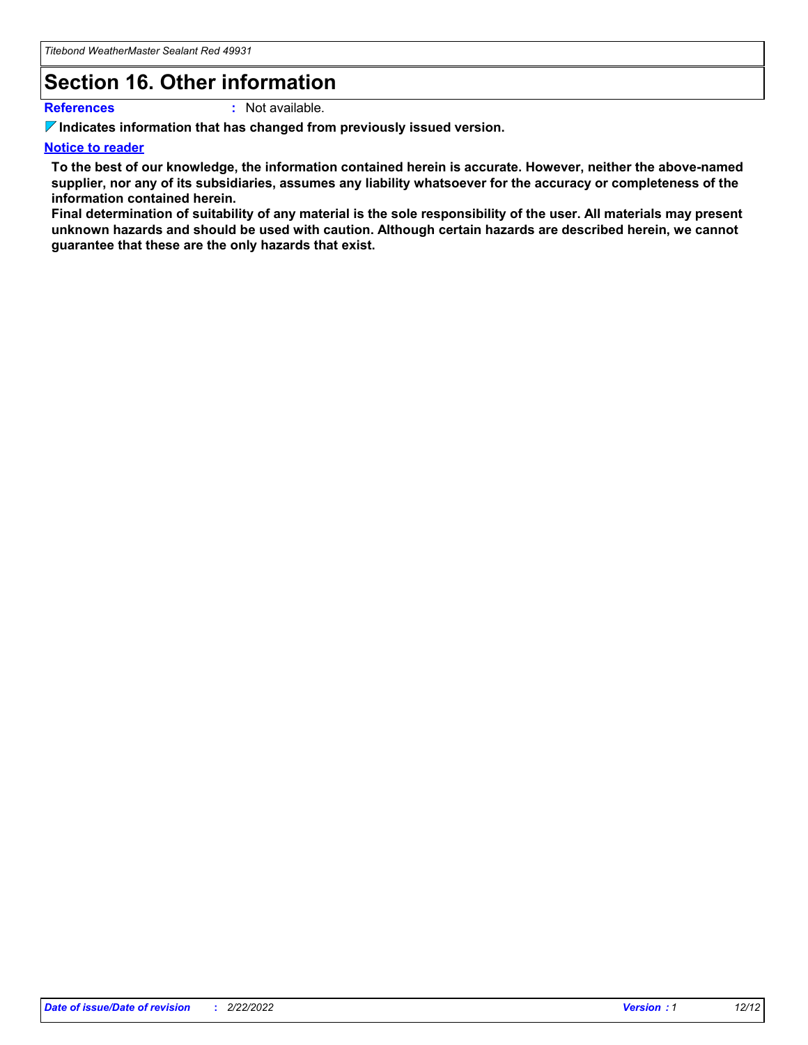# Section 16. Other information

**References** : Not available.

**Indicates information that has changed from previously issued version.**

**Notice to reader**

**To the best of our knowledge, the information contained herein is accurate. However, neither the above-named supplier, nor any of its subsidiaries, assumes any liability whatsoever for the accuracy or completeness of the information contained herein.**

**Final determination of suitability of any material is the sole responsibility of the user. All materials may present unknown hazards and should be used with caution. Although certain hazards are described herein, we cannot guarantee that these are the only hazards that exist.**